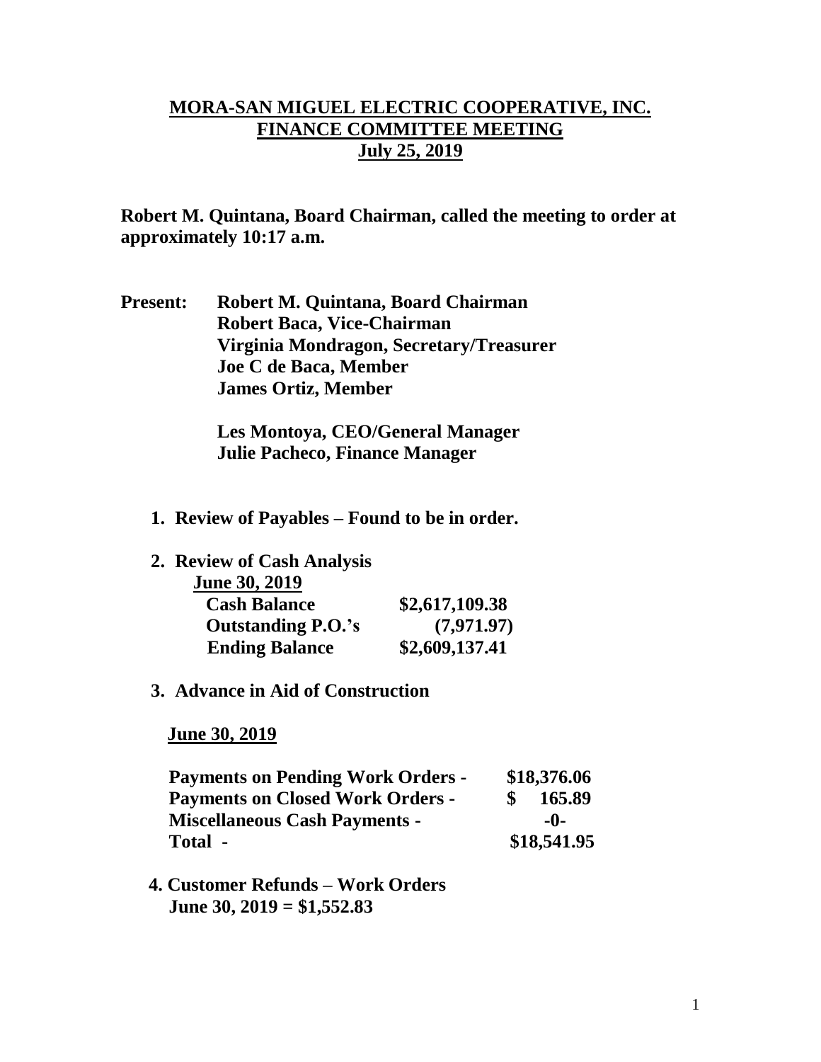**MORA-SAN MIGUEL ELECTRIC COOPERATIVE, INC.**
**FINANCE COMMITTEE MEETING**
**July 25, 2019**

**Robert M. Quintana, Board Chairman, called the meeting to order at approximately 10:17 a.m.**

**Present:** **Robert M. Quintana, Board Chairman**
**Robert Baca, Vice-Chairman**
**Virginia Mondragon, Secretary/Treasurer**
**Joe C de Baca, Member**
**James Ortiz, Member**

**Les Montoya, CEO/General Manager**
**Julie Pacheco, Finance Manager**

1. **Review of Payables – Found to be in order.**

2. **Review of Cash Analysis**

   **June 30, 2019**

| | |
|---|---|
| **Cash Balance** | **$2,617,109.38** |
| **Outstanding P.O.'s** | **(7,971.97)** |
| **Ending Balance** | **$2,609,137.41** |

3. **Advance in Aid of Construction**

   **June 30, 2019**

| | |
|---|---|
| **Payments on Pending Work Orders -** | **$18,376.06** |
| **Payments on Closed Work Orders -** | **$ 165.89** |
| **Miscellaneous Cash Payments -** | **-0-** |
| **Total -** | **$18,541.95** |

4. **Customer Refunds – Work Orders**
   **June 30, 2019 = $1,552.83**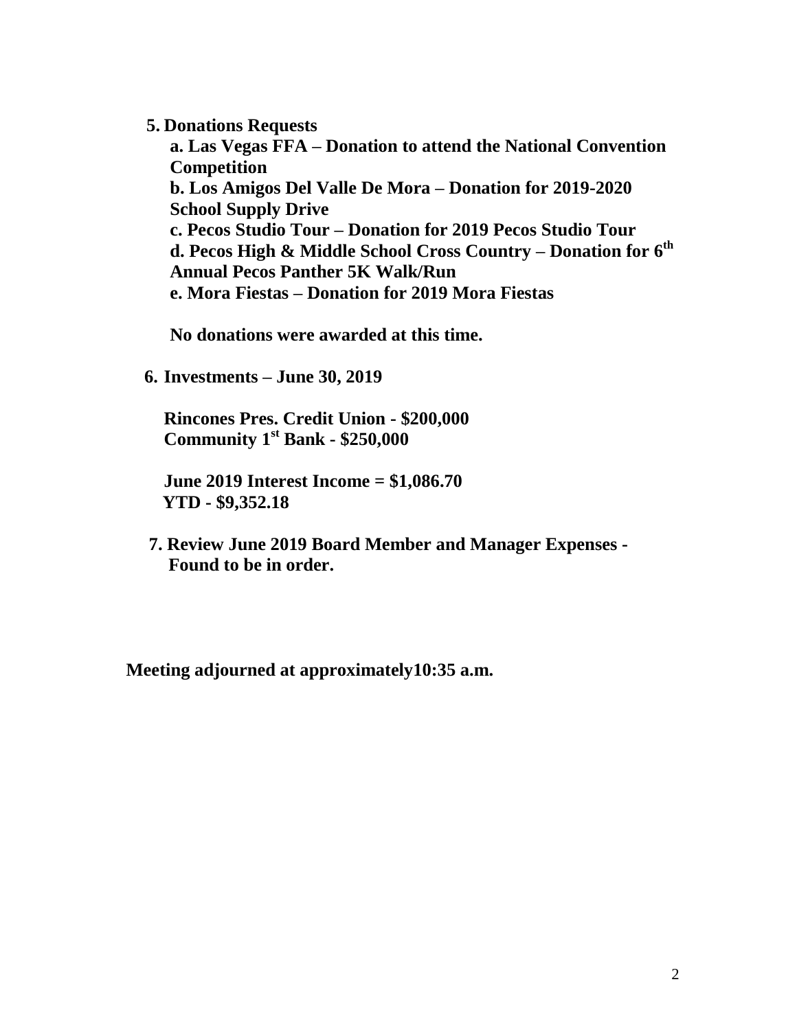5. **Donations Requests**

   **a. Las Vegas FFA – Donation to attend the National Convention Competition**
   **b. Los Amigos Del Valle De Mora – Donation for 2019-2020 School Supply Drive**
   **c. Pecos Studio Tour – Donation for 2019 Pecos Studio Tour**
   **d. Pecos High & Middle School Cross Country – Donation for 6th Annual Pecos Panther 5K Walk/Run**
   **e. Mora Fiestas – Donation for 2019 Mora Fiestas**

   **No donations were awarded at this time.**

6. **Investments – June 30, 2019**

   **Rincones Pres. Credit Union - $200,000**
   **Community 1st Bank - $250,000**

   **June 2019 Interest Income = $1,086.70**
   **YTD - $9,352.18**

7. **Review June 2019 Board Member and Manager Expenses - Found to be in order.**

**Meeting adjourned at approximately10:35 a.m.**